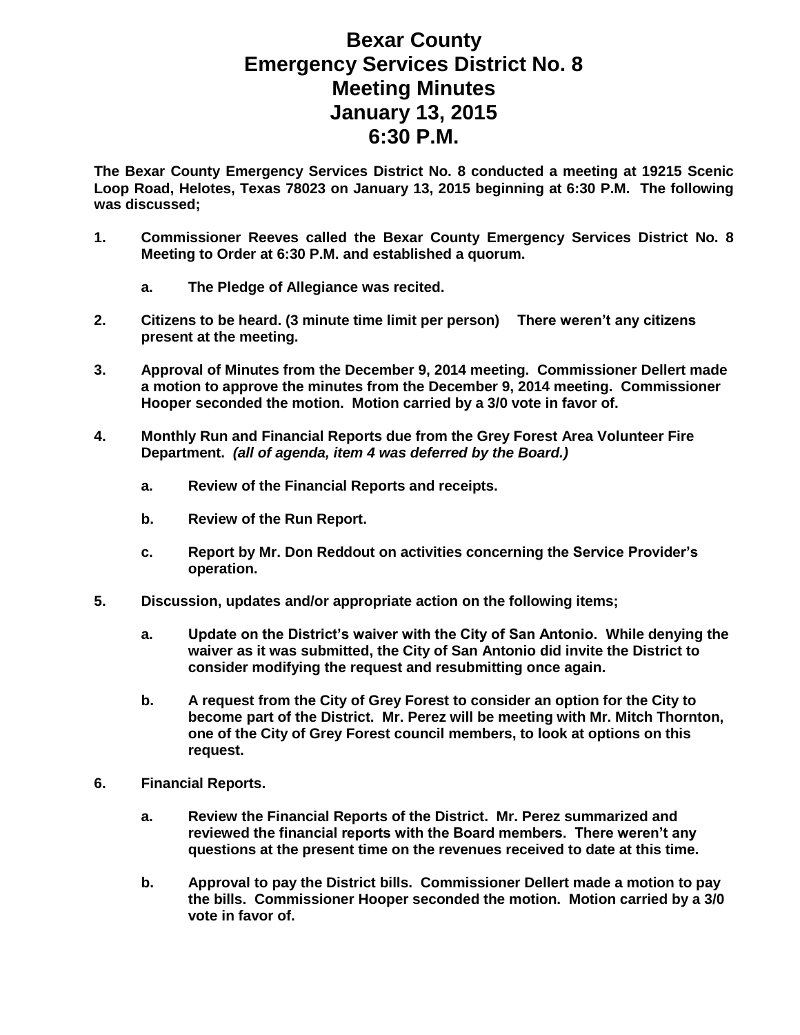# Bexar County Emergency Services District No. 8 Meeting Minutes January 13, 2015 6:30 P.M.

**The Bexar County Emergency Services District No. 8 conducted a meeting at 19215 Scenic Loop Road, Helotes, Texas 78023 on January 13, 2015 beginning at 6:30 P.M. The following was discussed;**

1. **Commissioner Reeves called the Bexar County Emergency Services District No. 8 Meeting to Order at 6:30 P.M. and established a quorum.**

   a. **The Pledge of Allegiance was recited.**

2. **Citizens to be heard. (3 minute time limit per person) There weren't any citizens present at the meeting.**

3. **Approval of Minutes from the December 9, 2014 meeting. Commissioner Dellert made a motion to approve the minutes from the December 9, 2014 meeting. Commissioner Hooper seconded the motion. Motion carried by a 3/0 vote in favor of.**

4. **Monthly Run and Financial Reports due from the Grey Forest Area Volunteer Fire Department.** ***(all of agenda, item 4 was deferred by the Board.)***

   a. **Review of the Financial Reports and receipts.**

   b. **Review of the Run Report.**

   c. **Report by Mr. Don Reddout on activities concerning the Service Provider's operation.**

5. **Discussion, updates and/or appropriate action on the following items;**

   a. **Update on the District's waiver with the City of San Antonio. While denying the waiver as it was submitted, the City of San Antonio did invite the District to consider modifying the request and resubmitting once again.**

   b. **A request from the City of Grey Forest to consider an option for the City to become part of the District. Mr. Perez will be meeting with Mr. Mitch Thornton, one of the City of Grey Forest council members, to look at options on this request.**

6. **Financial Reports.**

   a. **Review the Financial Reports of the District. Mr. Perez summarized and reviewed the financial reports with the Board members. There weren't any questions at the present time on the revenues received to date at this time.**

   b. **Approval to pay the District bills. Commissioner Dellert made a motion to pay the bills. Commissioner Hooper seconded the motion. Motion carried by a 3/0 vote in favor of.**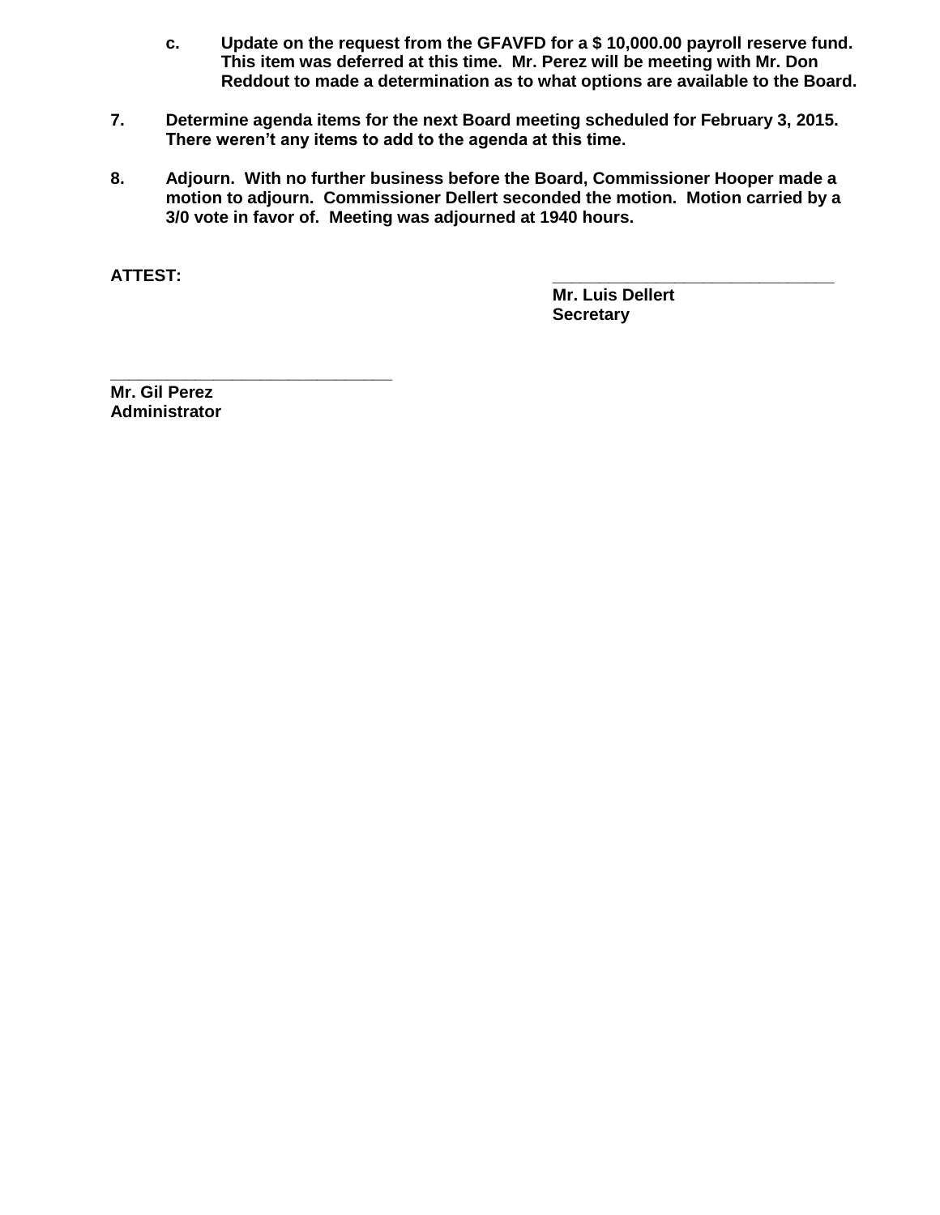c. **Update on the request from the GFAVFD for a $ 10,000.00 payroll reserve fund. This item was deferred at this time. Mr. Perez will be meeting with Mr. Don Reddout to made a determination as to what options are available to the Board.**

7. **Determine agenda items for the next Board meeting scheduled for February 3, 2015. There weren't any items to add to the agenda at this time.**

8. **Adjourn. With no further business before the Board, Commissioner Hooper made a motion to adjourn. Commissioner Dellert seconded the motion. Motion carried by a 3/0 vote in favor of. Meeting was adjourned at 1940 hours.**

**ATTEST:**

_______________________________
**Mr. Luis Dellert**
**Secretary**

_______________________________
**Mr. Gil Perez**
**Administrator**